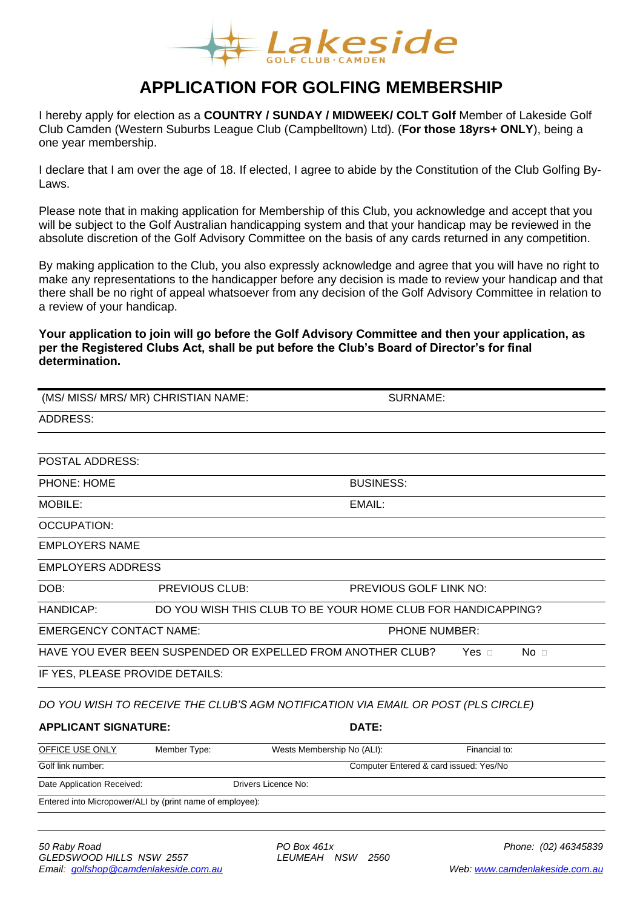Lakeside
GOLF CLUB · CAMDEN

# APPLICATION FOR GOLFING MEMBERSHIP

I hereby apply for election as a **COUNTRY / SUNDAY / MIDWEEK/ COLT Golf** Member of Lakeside Golf Club Camden (Western Suburbs League Club (Campbelltown) Ltd). (**For those 18yrs+ ONLY**), being a one year membership.

I declare that I am over the age of 18. If elected, I agree to abide by the Constitution of the Club Golfing By-Laws.

Please note that in making application for Membership of this Club, you acknowledge and accept that you will be subject to the Golf Australian handicapping system and that your handicap may be reviewed in the absolute discretion of the Golf Advisory Committee on the basis of any cards returned in any competition.

By making application to the Club, you also expressly acknowledge and agree that you will have no right to make any representations to the handicapper before any decision is made to review your handicap and that there shall be no right of appeal whatsoever from any decision of the Golf Advisory Committee in relation to a review of your handicap.

**Your application to join will go before the Golf Advisory Committee and then your application, as per the Registered Clubs Act, shall be put before the Club's Board of Director's for final determination.**

(MS/ MISS/ MRS/ MR) CHRISTIAN NAME: SURNAME:

ADDRESS:

POSTAL ADDRESS:

PHONE: HOME BUSINESS:

MOBILE: EMAIL:

OCCUPATION:

EMPLOYERS NAME

EMPLOYERS ADDRESS

DOB: PREVIOUS CLUB: PREVIOUS GOLF LINK NO:

HANDICAP: DO YOU WISH THIS CLUB TO BE YOUR HOME CLUB FOR HANDICAPPING?

EMERGENCY CONTACT NAME: PHONE NUMBER:

HAVE YOU EVER BEEN SUSPENDED OR EXPELLED FROM ANOTHER CLUB? Yes ☐ No ☐

IF YES, PLEASE PROVIDE DETAILS:

*DO YOU WISH TO RECEIVE THE CLUB'S AGM NOTIFICATION VIA EMAIL OR POST (PLS CIRCLE)*

**APPLICANT SIGNATURE:** **DATE:**

OFFICE USE ONLY Member Type: Wests Membership No (ALI): Financial to:

Golf link number: Computer Entered & card issued: Yes/No

Date Application Received: Drivers Licence No:

Entered into Micropower/ALI by (print name of employee):

*50 Raby Road*
*GLEDSWOOD HILLS NSW 2557*
*Email: golfshop@camdenlakeside.com.au*

*PO Box 461x*
*LEUMEAH NSW 2560*

*Phone: (02) 46345839*
*Web: www.camdenlakeside.com.au*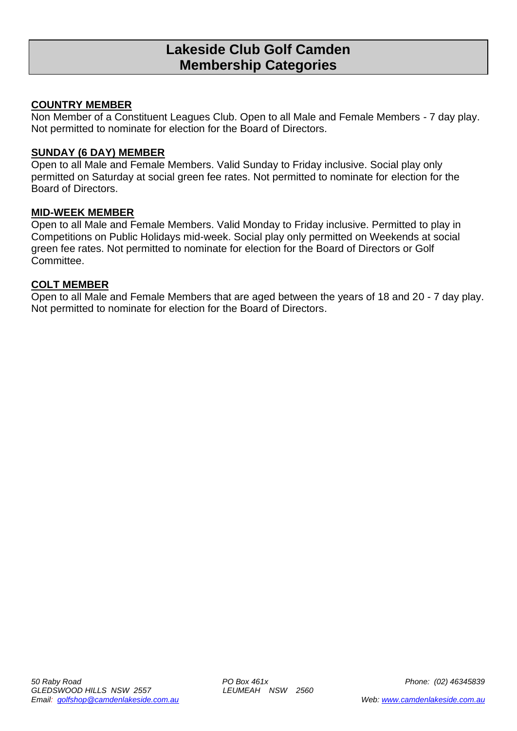# Lakeside Club Golf Camden
# Membership Categories

**COUNTRY MEMBER**

Non Member of a Constituent Leagues Club. Open to all Male and Female Members - 7 day play. Not permitted to nominate for election for the Board of Directors.

**SUNDAY (6 DAY) MEMBER**

Open to all Male and Female Members. Valid Sunday to Friday inclusive. Social play only permitted on Saturday at social green fee rates. Not permitted to nominate for election for the Board of Directors.

**MID-WEEK MEMBER**

Open to all Male and Female Members. Valid Monday to Friday inclusive. Permitted to play in Competitions on Public Holidays mid-week. Social play only permitted on Weekends at social green fee rates. Not permitted to nominate for election for the Board of Directors or Golf Committee.

**COLT MEMBER**

Open to all Male and Female Members that are aged between the years of 18 and 20 - 7 day play. Not permitted to nominate for election for the Board of Directors.

*50 Raby Road*
*GLEDSWOOD HILLS NSW 2557*
*Email: golfshop@camdenlakeside.com.au*

*PO Box 461x*
*LEUMEAH NSW 2560*

*Phone: (02) 46345839*
*Web: www.camdenlakeside.com.au*